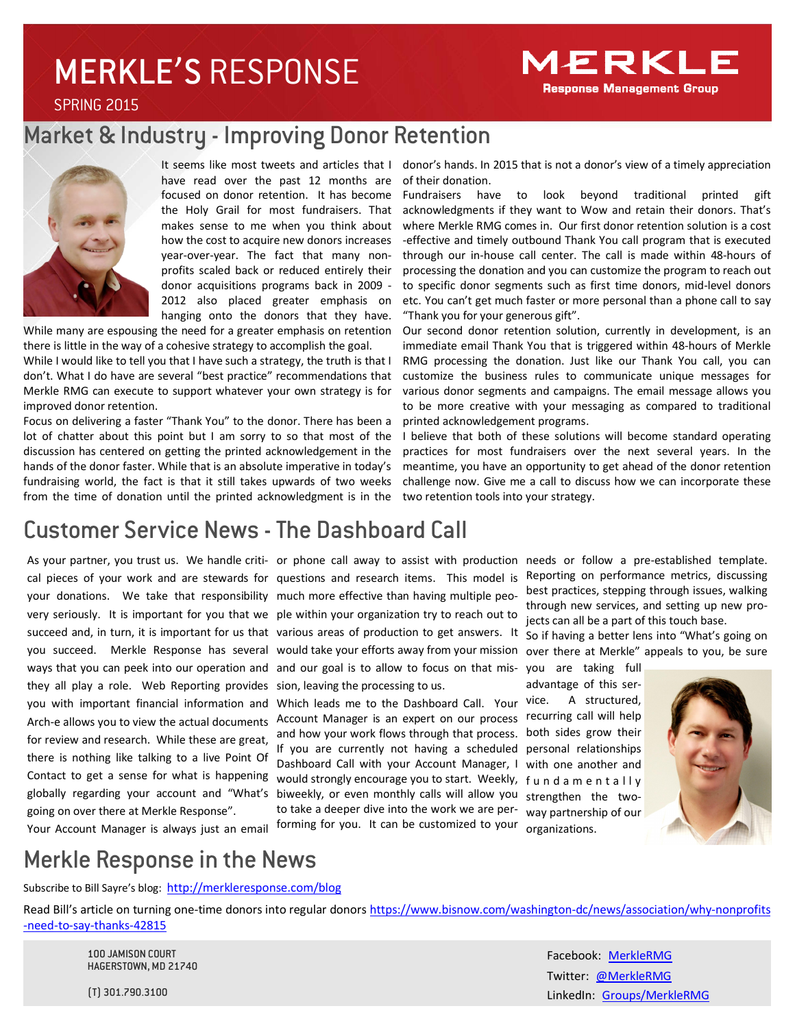# MERKLE'S RESPONSE

SPRING 2015

MERKLE
Response Management Group

## Market & Industry - Improving Donor Retention

It seems like most tweets and articles that I have read over the past 12 months are focused on donor retention. It has become the Holy Grail for most fundraisers. That makes sense to me when you think about how the cost to acquire new donors increases year-over-year. The fact that many non-profits scaled back or reduced entirely their donor acquisitions programs back in 2009 - 2012 also placed greater emphasis on hanging onto the donors that they have. While many are espousing the need for a greater emphasis on retention there is little in the way of a cohesive strategy to accomplish the goal.

While I would like to tell you that I have such a strategy, the truth is that I don't. What I do have are several "best practice" recommendations that Merkle RMG can execute to support whatever your own strategy is for improved donor retention.

Focus on delivering a faster "Thank You" to the donor. There has been a lot of chatter about this point but I am sorry to so that most of the discussion has centered on getting the printed acknowledgement in the hands of the donor faster. While that is an absolute imperative in today's fundraising world, the fact is that it still takes upwards of two weeks from the time of donation until the printed acknowledgment is in the donor's hands. In 2015 that is not a donor's view of a timely appreciation of their donation.

Fundraisers have to look beyond traditional printed gift acknowledgments if they want to Wow and retain their donors. That's where Merkle RMG comes in. Our first donor retention solution is a cost-effective and timely outbound Thank You call program that is executed through our in-house call center. The call is made within 48-hours of processing the donation and you can customize the program to reach out to specific donor segments such as first time donors, mid-level donors etc. You can't get much faster or more personal than a phone call to say "Thank you for your generous gift".

Our second donor retention solution, currently in development, is an immediate email Thank You that is triggered within 48-hours of Merkle RMG processing the donation. Just like our Thank You call, you can customize the business rules to communicate unique messages for various donor segments and campaigns. The email message allows you to be more creative with your messaging as compared to traditional printed acknowledgement programs.

I believe that both of these solutions will become standard operating practices for most fundraisers over the next several years. In the meantime, you have an opportunity to get ahead of the donor retention challenge now. Give me a call to discuss how we can incorporate these two retention tools into your strategy.

## Customer Service News - The Dashboard Call

As your partner, you trust us. We handle critical pieces of your work and are stewards for your donations. We take that responsibility very seriously. It is important for you that we succeed and, in turn, it is important for us that you succeed. Merkle Response has several ways that you can peek into our operation and they all play a role. Web Reporting provides you with important financial information and Arch-e allows you to view the actual documents for review and research. While these are great, there is nothing like talking to a live Point Of Contact to get a sense for what is happening globally regarding your account and "What's going on over there at Merkle Response".

Your Account Manager is always just an email or phone call away to assist with production questions and research items. This model is much more effective than having multiple people within your organization try to reach out to various areas of production to get answers. It would take your efforts away from your mission and our goal is to allow to focus on that mission, leaving the processing to us.

Which leads me to the Dashboard Call. Your Account Manager is an expert on our process and how your work flows through that process. If you are currently not having a scheduled Dashboard Call with your Account Manager, I would strongly encourage you to start. Weekly, biweekly, or even monthly calls will allow you to take a deeper dive into the work we are performing for you. It can be customized to your needs or follow a pre-established template. Reporting on performance metrics, discussing best practices, stepping through issues, walking through new services, and setting up new projects can all be a part of this touch base.

So if having a better lens into "What's going on over there at Merkle" appeals to you, be sure you are taking full advantage of this service. A structured, recurring call will help both sides grow their personal relationships with one another and fundamentally strengthen the two-way partnership of our organizations.

## Merkle Response in the News

Subscribe to Bill Sayre's blog: http://merkleresponse.com/blog

Read Bill's article on turning one-time donors into regular donors https://www.bisnow.com/washington-dc/news/association/why-nonprofits-need-to-say-thanks-42815

100 JAMISON COURT
HAGERSTOWN, MD 21740

(T) 301.790.3100

Facebook: MerkleRMG
Twitter: @MerkleRMG
LinkedIn: Groups/MerkleRMG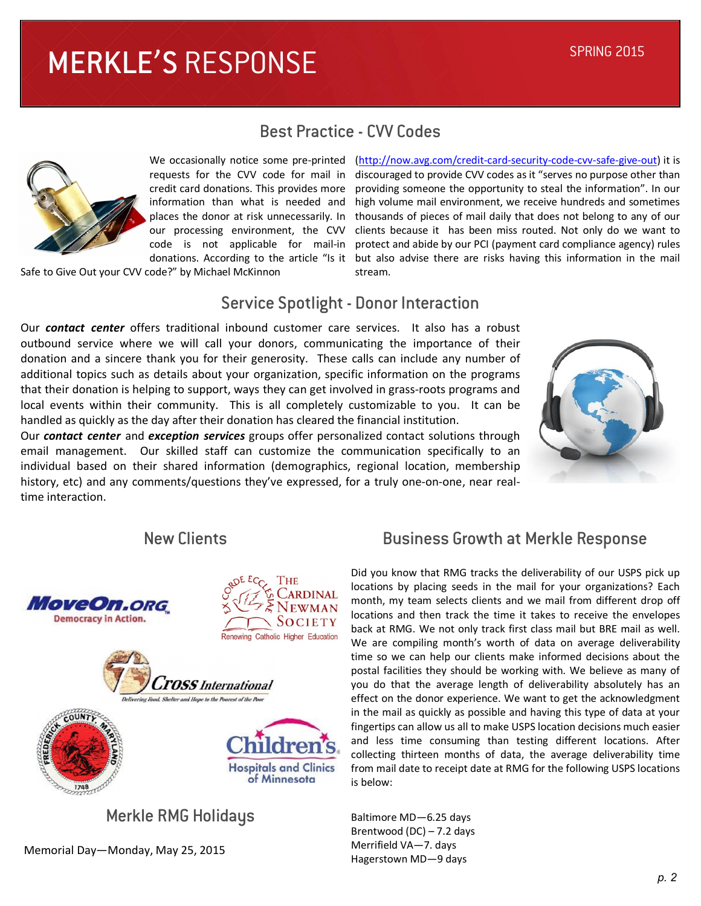# MERKLE'S RESPONSE

SPRING 2015

## Best Practice - CVV Codes

We occasionally notice some pre-printed requests for the CVV code for mail in credit card donations. This provides more information than what is needed and places the donor at risk unnecessarily. In our processing environment, the CVV code is not applicable for mail-in donations. According to the article "Is it Safe to Give Out your CVV code?" by Michael McKinnon (http://now.avg.com/credit-card-security-code-cvv-safe-give-out) it is discouraged to provide CVV codes as it "serves no purpose other than providing someone the opportunity to steal the information". In our high volume mail environment, we receive hundreds and sometimes thousands of pieces of mail daily that does not belong to any of our clients because it has been miss routed. Not only do we want to protect and abide by our PCI (payment card compliance agency) rules but also advise there are risks having this information in the mail stream.

## Service Spotlight - Donor Interaction

Our ***contact center*** offers traditional inbound customer care services. It also has a robust outbound service where we will call your donors, communicating the importance of their donation and a sincere thank you for their generosity. These calls can include any number of additional topics such as details about your organization, specific information on the programs that their donation is helping to support, ways they can get involved in grass-roots programs and local events within their community. This is all completely customizable to you. It can be handled as quickly as the day after their donation has cleared the financial institution.

Our ***contact center*** and ***exception services*** groups offer personalized contact solutions through email management. Our skilled staff can customize the communication specifically to an individual based on their shared information (demographics, regional location, membership history, etc) and any comments/questions they've expressed, for a truly one-on-one, near real-time interaction.

## New Clients

MoveOn.org — Democracy in Action.

The Cardinal Newman Society — Renewing Catholic Higher Education

Cross International — Delivering Food, Shelter and Hope to the Poorest of the Poor

Frederick County, Maryland — 1748

Children's Hospitals and Clinics of Minnesota

## Merkle RMG Holidays

Memorial Day—Monday, May 25, 2015

## Business Growth at Merkle Response

Did you know that RMG tracks the deliverability of our USPS pick up locations by placing seeds in the mail for your organizations? Each month, my team selects clients and we mail from different drop off locations and then track the time it takes to receive the envelopes back at RMG. We not only track first class mail but BRE mail as well. We are compiling month's worth of data on average deliverability time so we can help our clients make informed decisions about the postal facilities they should be working with. We believe as many of you do that the average length of deliverability absolutely has an effect on the donor experience. We want to get the acknowledgment in the mail as quickly as possible and having this type of data at your fingertips can allow us all to make USPS location decisions much easier and less time consuming than testing different locations. After collecting thirteen months of data, the average deliverability time from mail date to receipt date at RMG for the following USPS locations is below:

Baltimore MD—6.25 days
Brentwood (DC) – 7.2 days
Merrifield VA—7. days
Hagerstown MD—9 days